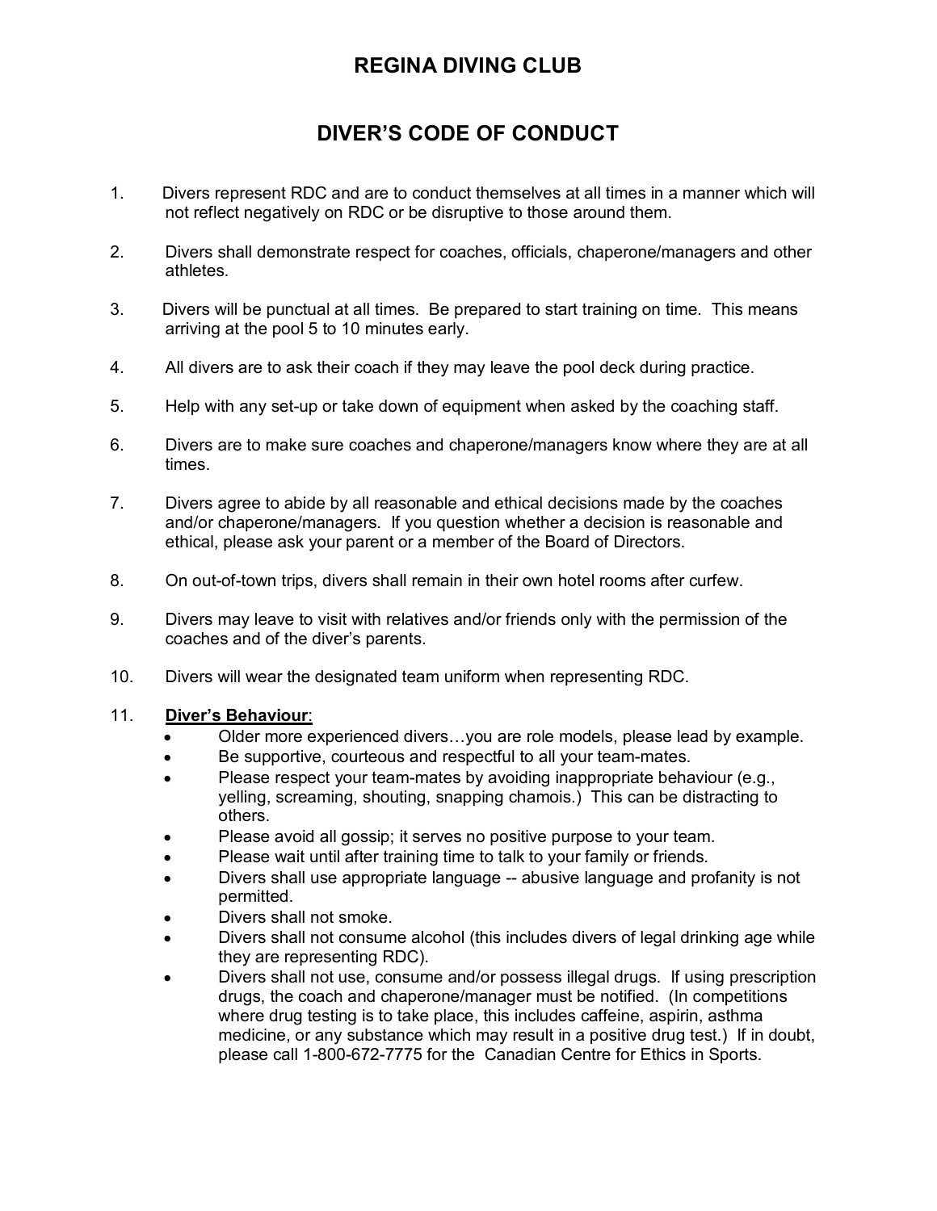# REGINA DIVING CLUB

## DIVER'S CODE OF CONDUCT

1. Divers represent RDC and are to conduct themselves at all times in a manner which will not reflect negatively on RDC or be disruptive to those around them.

2. Divers shall demonstrate respect for coaches, officials, chaperone/managers and other athletes.

3. Divers will be punctual at all times. Be prepared to start training on time. This means arriving at the pool 5 to 10 minutes early.

4. All divers are to ask their coach if they may leave the pool deck during practice.

5. Help with any set-up or take down of equipment when asked by the coaching staff.

6. Divers are to make sure coaches and chaperone/managers know where they are at all times.

7. Divers agree to abide by all reasonable and ethical decisions made by the coaches and/or chaperone/managers. If you question whether a decision is reasonable and ethical, please ask your parent or a member of the Board of Directors.

8. On out-of-town trips, divers shall remain in their own hotel rooms after curfew.

9. Divers may leave to visit with relatives and/or friends only with the permission of the coaches and of the diver's parents.

10. Divers will wear the designated team uniform when representing RDC.

11. **<u>Diver's Behaviour</u>**:
    - Older more experienced divers…you are role models, please lead by example.
    - Be supportive, courteous and respectful to all your team-mates.
    - Please respect your team-mates by avoiding inappropriate behaviour (e.g., yelling, screaming, shouting, snapping chamois.) This can be distracting to others.
    - Please avoid all gossip; it serves no positive purpose to your team.
    - Please wait until after training time to talk to your family or friends.
    - Divers shall use appropriate language -- abusive language and profanity is not permitted.
    - Divers shall not smoke.
    - Divers shall not consume alcohol (this includes divers of legal drinking age while they are representing RDC).
    - Divers shall not use, consume and/or possess illegal drugs. If using prescription drugs, the coach and chaperone/manager must be notified. (In competitions where drug testing is to take place, this includes caffeine, aspirin, asthma medicine, or any substance which may result in a positive drug test.) If in doubt, please call 1-800-672-7775 for the Canadian Centre for Ethics in Sports.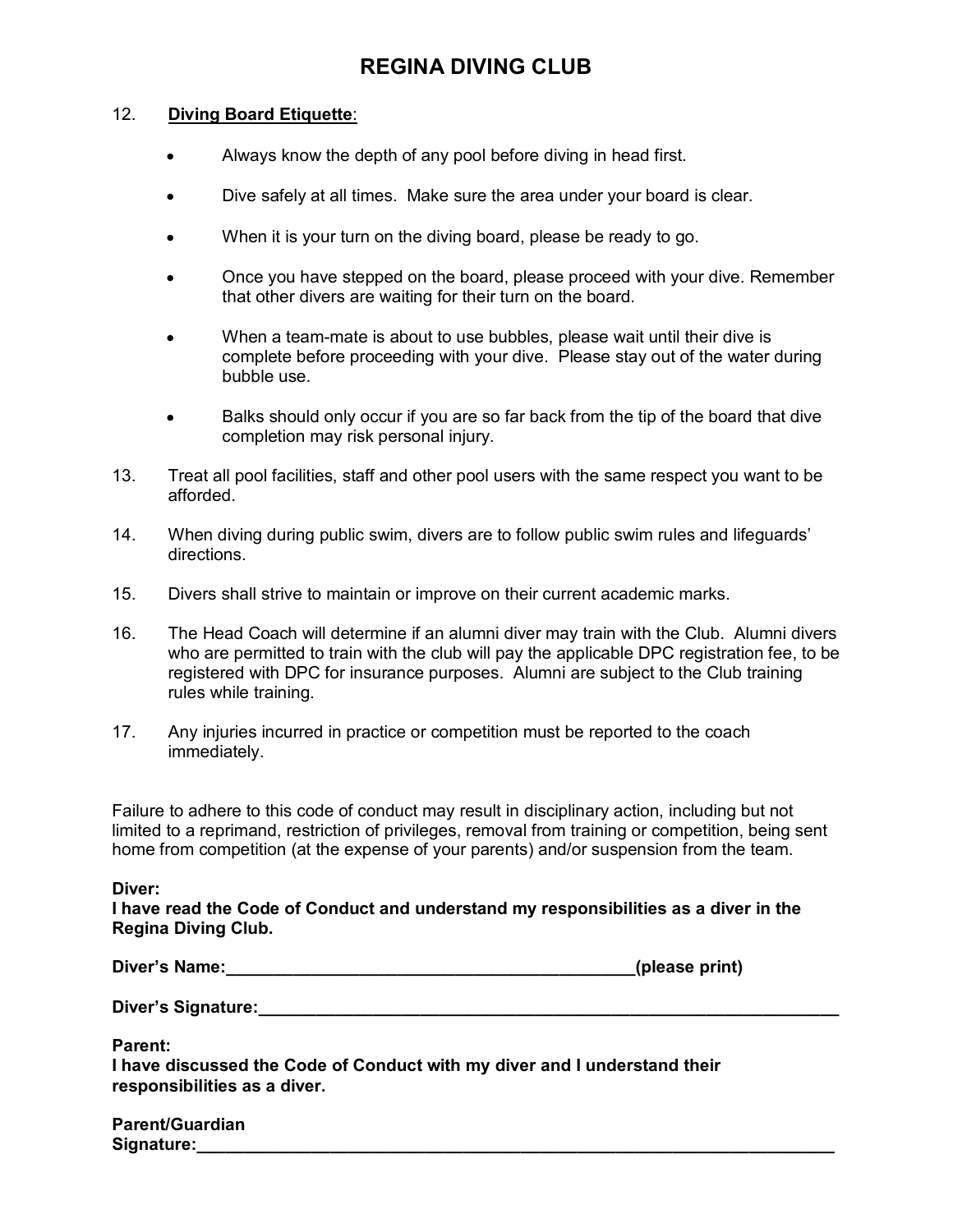# REGINA DIVING CLUB

12. **Diving Board Etiquette**:

    - Always know the depth of any pool before diving in head first.
    - Dive safely at all times. Make sure the area under your board is clear.
    - When it is your turn on the diving board, please be ready to go.
    - Once you have stepped on the board, please proceed with your dive. Remember that other divers are waiting for their turn on the board.
    - When a team-mate is about to use bubbles, please wait until their dive is complete before proceeding with your dive. Please stay out of the water during bubble use.
    - Balks should only occur if you are so far back from the tip of the board that dive completion may risk personal injury.

13. Treat all pool facilities, staff and other pool users with the same respect you want to be afforded.

14. When diving during public swim, divers are to follow public swim rules and lifeguards' directions.

15. Divers shall strive to maintain or improve on their current academic marks.

16. The Head Coach will determine if an alumni diver may train with the Club. Alumni divers who are permitted to train with the club will pay the applicable DPC registration fee, to be registered with DPC for insurance purposes. Alumni are subject to the Club training rules while training.

17. Any injuries incurred in practice or competition must be reported to the coach immediately.

Failure to adhere to this code of conduct may result in disciplinary action, including but not limited to a reprimand, restriction of privileges, removal from training or competition, being sent home from competition (at the expense of your parents) and/or suspension from the team.

**Diver:**
**I have read the Code of Conduct and understand my responsibilities as a diver in the Regina Diving Club.**

**Diver's Name:\_\_\_\_\_\_\_\_\_\_\_\_\_\_\_\_\_\_\_\_\_\_\_\_\_\_\_\_\_\_\_\_\_\_\_\_\_\_\_\_\_\_\_\_(please print)**

**Diver's Signature:\_\_\_\_\_\_\_\_\_\_\_\_\_\_\_\_\_\_\_\_\_\_\_\_\_\_\_\_\_\_\_\_\_\_\_\_\_\_\_\_\_\_\_\_\_\_\_\_\_\_\_\_\_\_\_\_\_\_\_\_**

**Parent:**
**I have discussed the Code of Conduct with my diver and I understand their responsibilities as a diver.**

**Parent/Guardian**
**Signature:\_\_\_\_\_\_\_\_\_\_\_\_\_\_\_\_\_\_\_\_\_\_\_\_\_\_\_\_\_\_\_\_\_\_\_\_\_\_\_\_\_\_\_\_\_\_\_\_\_\_\_\_\_\_\_\_\_\_\_\_\_\_\_\_\_\_\_\_**